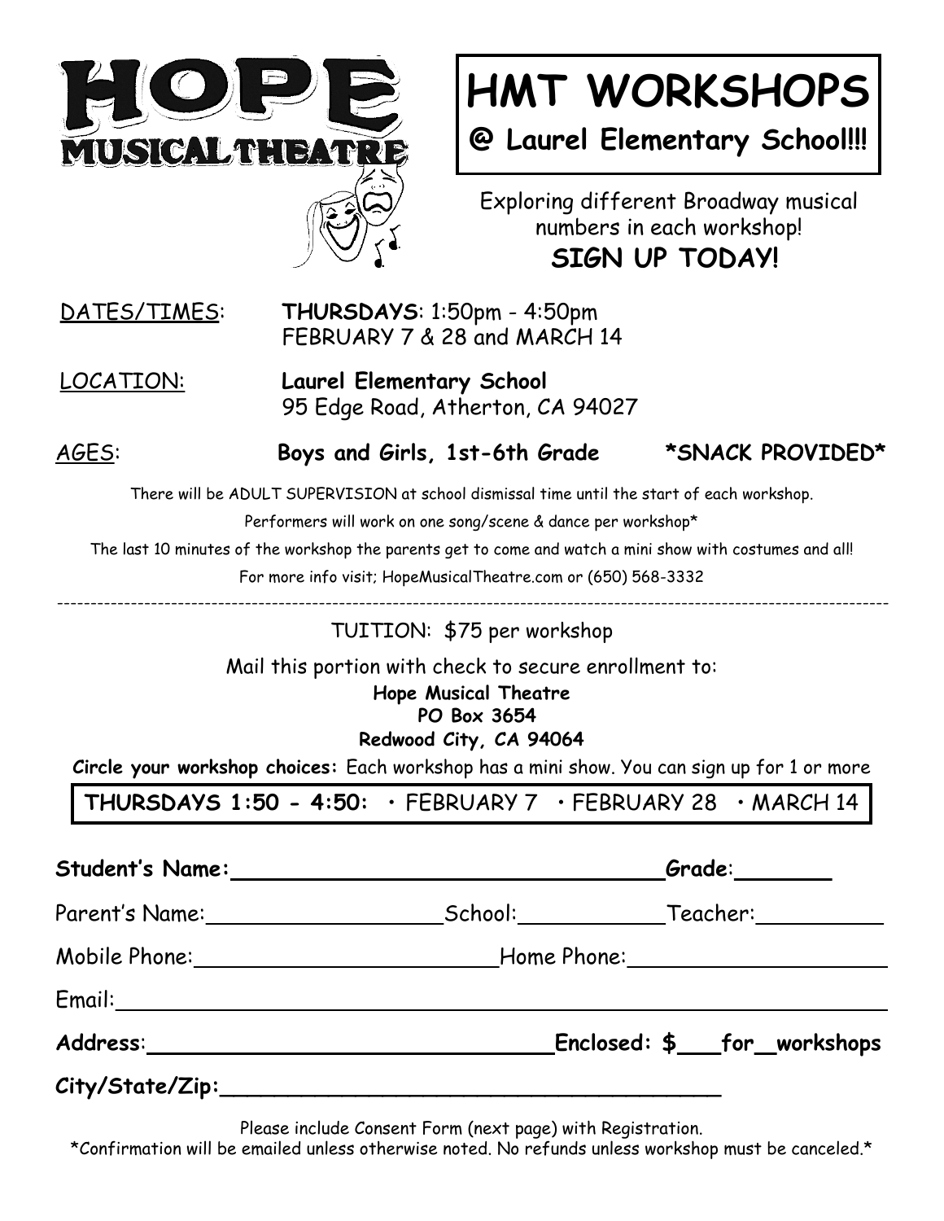# HOPE MUSICAL THEATRE

# HMT WORKSHOPS

## @ Laurel Elementary School!!!

Exploring different Broadway musical numbers in each workshop!

**SIGN UP TODAY!**

DATES/TIMES: **THURSDAYS**: 1:50pm - 4:50pm
FEBRUARY 7 & 28 and MARCH 14

LOCATION: **Laurel Elementary School**
95 Edge Road, Atherton, CA 94027

AGES: **Boys and Girls, 1st-6th Grade** **\*SNACK PROVIDED\***

There will be ADULT SUPERVISION at school dismissal time until the start of each workshop.

Performers will work on one song/scene & dance per workshop*

The last 10 minutes of the workshop the parents get to come and watch a mini show with costumes and all!

For more info visit; HopeMusicalTheatre.com or (650) 568-3332

---

TUITION: $75 per workshop

Mail this portion with check to secure enrollment to:

**Hope Musical Theatre**
**PO Box 3654**
**Redwood City, CA 94064**

**Circle your workshop choices:** Each workshop has a mini show. You can sign up for 1 or more

**THURSDAYS 1:50 - 4:50:** • FEBRUARY 7 • FEBRUARY 28 • MARCH 14

**Student's Name:**________________________________ **Grade**:_______

Parent's Name:__________________ School:___________ Teacher:__________

Mobile Phone:________________________ Home Phone:____________________

Email:__________________________________________________________

**Address**:______________________________ **Enclosed: $___for__workshops**

**City/State/Zip:**______________________________________

Please include Consent Form (next page) with Registration.

*Confirmation will be emailed unless otherwise noted. No refunds unless workshop must be canceled.*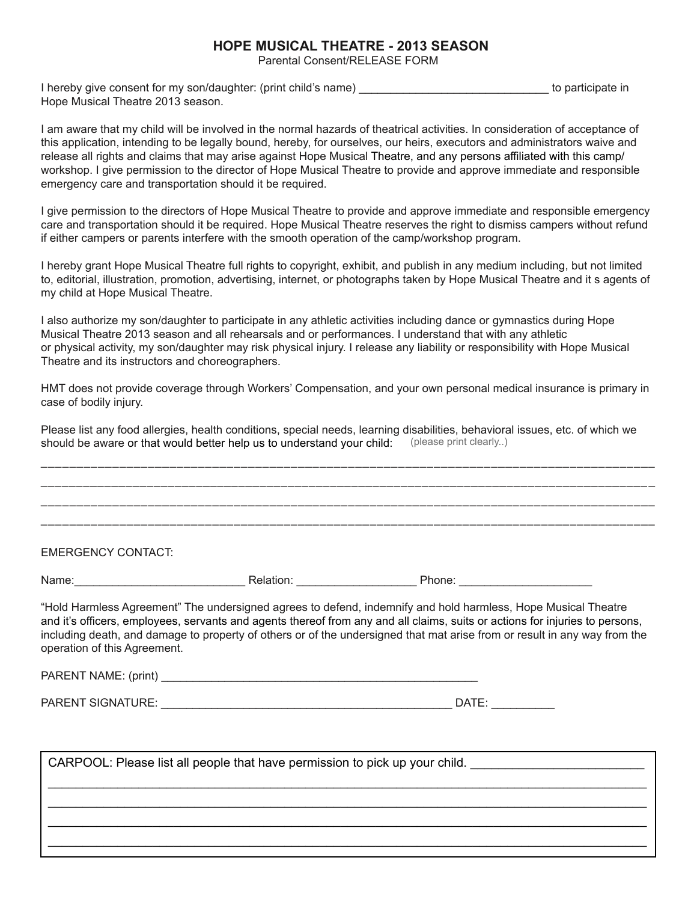# HOPE MUSICAL THEATRE - 2013 SEASON

Parental Consent/RELEASE FORM

I hereby give consent for my son/daughter: (print child's name) ______________________________ to participate in Hope Musical Theatre 2013 season.

I am aware that my child will be involved in the normal hazards of theatrical activities. In consideration of acceptance of this application, intending to be legally bound, hereby, for ourselves, our heirs, executors and administrators waive and release all rights and claims that may arise against Hope Musical Theatre, and any persons affiliated with this camp/ workshop. I give permission to the director of Hope Musical Theatre to provide and approve immediate and responsible emergency care and transportation should it be required.

I give permission to the directors of Hope Musical Theatre to provide and approve immediate and responsible emergency care and transportation should it be required. Hope Musical Theatre reserves the right to dismiss campers without refund if either campers or parents interfere with the smooth operation of the camp/workshop program.

I hereby grant Hope Musical Theatre full rights to copyright, exhibit, and publish in any medium including, but not limited to, editorial, illustration, promotion, advertising, internet, or photographs taken by Hope Musical Theatre and it s agents of my child at Hope Musical Theatre.

I also authorize my son/daughter to participate in any athletic activities including dance or gymnastics during Hope Musical Theatre 2013 season and all rehearsals and or performances. I understand that with any athletic or physical activity, my son/daughter may risk physical injury. I release any liability or responsibility with Hope Musical Theatre and its instructors and choreographers.

HMT does not provide coverage through Workers' Compensation, and your own personal medical insurance is primary in case of bodily injury.

Please list any food allergies, health conditions, special needs, learning disabilities, behavioral issues, etc. of which we should be aware or that would better help us to understand your child: (please print clearly..)

______________________________________________________________________________________________

______________________________________________________________________________________________

______________________________________________________________________________________________

______________________________________________________________________________________________

EMERGENCY CONTACT:

Name:___________________________ Relation: __________________ Phone: ____________________

"Hold Harmless Agreement" The undersigned agrees to defend, indemnify and hold harmless, Hope Musical Theatre and it's officers, employees, servants and agents thereof from any and all claims, suits or actions for injuries to persons, including death, and damage to property of others or of the undersigned that mat arise from or result in any way from the operation of this Agreement.

PARENT NAME: (print) __________________________________________________

PARENT SIGNATURE: ______________________________________________ DATE: __________

CARPOOL: Please list all people that have permission to pick up your child. ________________________

______________________________________________________________________________________________

______________________________________________________________________________________________

______________________________________________________________________________________________

______________________________________________________________________________________________